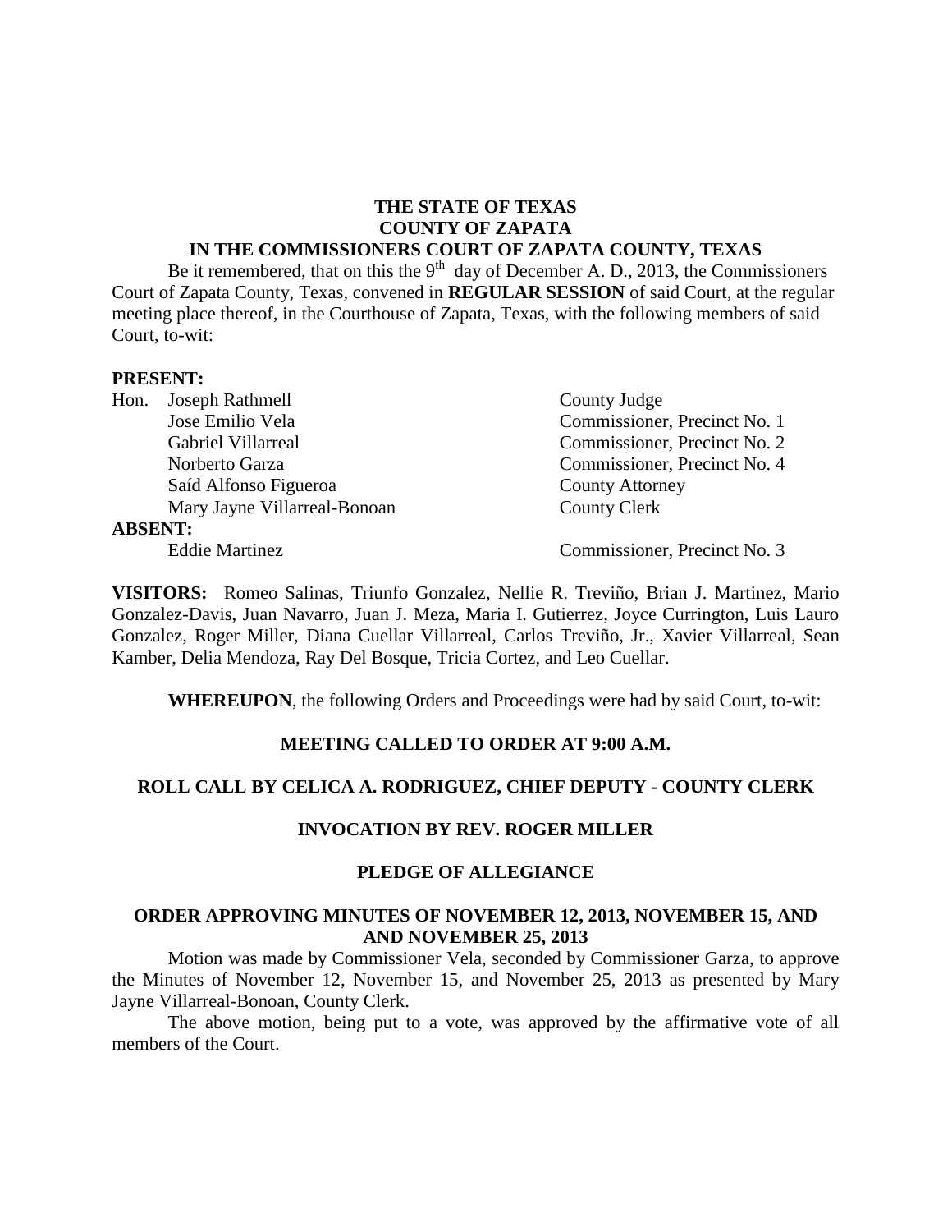# THE STATE OF TEXAS
# COUNTY OF ZAPATA
## IN THE COMMISSIONERS COURT OF ZAPATA COUNTY, TEXAS

Be it remembered, that on this the 9th day of December A. D., 2013, the Commissioners Court of Zapata County, Texas, convened in **REGULAR SESSION** of said Court, at the regular meeting place thereof, in the Courthouse of Zapata, Texas, with the following members of said Court, to-wit:

**PRESENT:**

| | | |
|---|---|---|
| Hon. | Joseph Rathmell | County Judge |
| | Jose Emilio Vela | Commissioner, Precinct No. 1 |
| | Gabriel Villarreal | Commissioner, Precinct No. 2 |
| | Norberto Garza | Commissioner, Precinct No. 4 |
| | Saíd Alfonso Figueroa | County Attorney |
| | Mary Jayne Villarreal-Bonoan | County Clerk |

**ABSENT:**

| | |
|---|---|
| Eddie Martinez | Commissioner, Precinct No. 3 |

**VISITORS:** Romeo Salinas, Triunfo Gonzalez, Nellie R. Treviño, Brian J. Martinez, Mario Gonzalez-Davis, Juan Navarro, Juan J. Meza, Maria I. Gutierrez, Joyce Currington, Luis Lauro Gonzalez, Roger Miller, Diana Cuellar Villarreal, Carlos Treviño, Jr., Xavier Villarreal, Sean Kamber, Delia Mendoza, Ray Del Bosque, Tricia Cortez, and Leo Cuellar.

**WHEREUPON**, the following Orders and Proceedings were had by said Court, to-wit:

### MEETING CALLED TO ORDER AT 9:00 A.M.

### ROLL CALL BY CELICA A. RODRIGUEZ, CHIEF DEPUTY - COUNTY CLERK

### INVOCATION BY REV. ROGER MILLER

### PLEDGE OF ALLEGIANCE

### ORDER APPROVING MINUTES OF NOVEMBER 12, 2013, NOVEMBER 15, AND AND NOVEMBER 25, 2013

Motion was made by Commissioner Vela, seconded by Commissioner Garza, to approve the Minutes of November 12, November 15, and November 25, 2013 as presented by Mary Jayne Villarreal-Bonoan, County Clerk.

The above motion, being put to a vote, was approved by the affirmative vote of all members of the Court.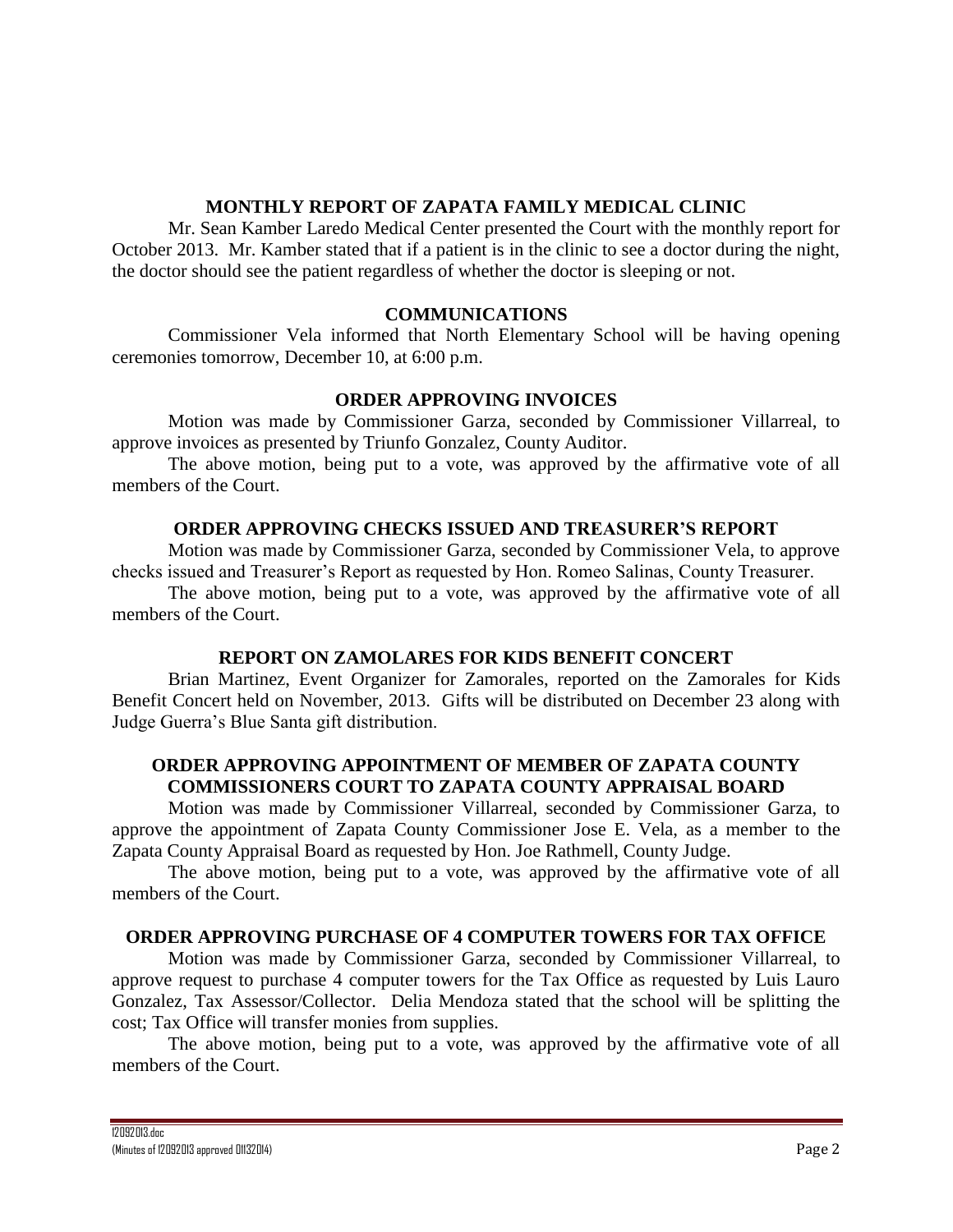## MONTHLY REPORT OF ZAPATA FAMILY MEDICAL CLINIC

Mr. Sean Kamber Laredo Medical Center presented the Court with the monthly report for October 2013. Mr. Kamber stated that if a patient is in the clinic to see a doctor during the night, the doctor should see the patient regardless of whether the doctor is sleeping or not.

## COMMUNICATIONS

Commissioner Vela informed that North Elementary School will be having opening ceremonies tomorrow, December 10, at 6:00 p.m.

## ORDER APPROVING INVOICES

Motion was made by Commissioner Garza, seconded by Commissioner Villarreal, to approve invoices as presented by Triunfo Gonzalez, County Auditor.

The above motion, being put to a vote, was approved by the affirmative vote of all members of the Court.

## ORDER APPROVING CHECKS ISSUED AND TREASURER'S REPORT

Motion was made by Commissioner Garza, seconded by Commissioner Vela, to approve checks issued and Treasurer's Report as requested by Hon. Romeo Salinas, County Treasurer.

The above motion, being put to a vote, was approved by the affirmative vote of all members of the Court.

## REPORT ON ZAMOLARES FOR KIDS BENEFIT CONCERT

Brian Martinez, Event Organizer for Zamorales, reported on the Zamorales for Kids Benefit Concert held on November, 2013. Gifts will be distributed on December 23 along with Judge Guerra's Blue Santa gift distribution.

## ORDER APPROVING APPOINTMENT OF MEMBER OF ZAPATA COUNTY COMMISSIONERS COURT TO ZAPATA COUNTY APPRAISAL BOARD

Motion was made by Commissioner Villarreal, seconded by Commissioner Garza, to approve the appointment of Zapata County Commissioner Jose E. Vela, as a member to the Zapata County Appraisal Board as requested by Hon. Joe Rathmell, County Judge.

The above motion, being put to a vote, was approved by the affirmative vote of all members of the Court.

## ORDER APPROVING PURCHASE OF 4 COMPUTER TOWERS FOR TAX OFFICE

Motion was made by Commissioner Garza, seconded by Commissioner Villarreal, to approve request to purchase 4 computer towers for the Tax Office as requested by Luis Lauro Gonzalez, Tax Assessor/Collector. Delia Mendoza stated that the school will be splitting the cost; Tax Office will transfer monies from supplies.

The above motion, being put to a vote, was approved by the affirmative vote of all members of the Court.

12092013.doc
(Minutes of 12092013 approved 01132014)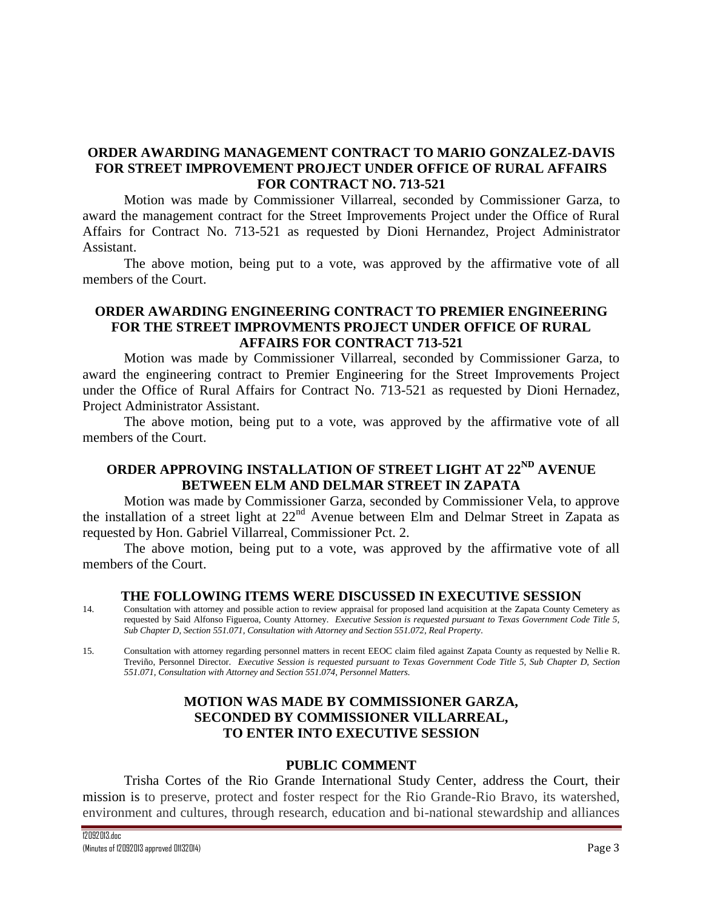**ORDER AWARDING MANAGEMENT CONTRACT TO MARIO GONZALEZ-DAVIS FOR STREET IMPROVEMENT PROJECT UNDER OFFICE OF RURAL AFFAIRS FOR CONTRACT NO. 713-521**

Motion was made by Commissioner Villarreal, seconded by Commissioner Garza, to award the management contract for the Street Improvements Project under the Office of Rural Affairs for Contract No. 713-521 as requested by Dioni Hernandez, Project Administrator Assistant.

The above motion, being put to a vote, was approved by the affirmative vote of all members of the Court.

**ORDER AWARDING ENGINEERING CONTRACT TO PREMIER ENGINEERING FOR THE STREET IMPROVMENTS PROJECT UNDER OFFICE OF RURAL AFFAIRS FOR CONTRACT 713-521**

Motion was made by Commissioner Villarreal, seconded by Commissioner Garza, to award the engineering contract to Premier Engineering for the Street Improvements Project under the Office of Rural Affairs for Contract No. 713-521 as requested by Dioni Hernadez, Project Administrator Assistant.

The above motion, being put to a vote, was approved by the affirmative vote of all members of the Court.

**ORDER APPROVING INSTALLATION OF STREET LIGHT AT 22ND AVENUE BETWEEN ELM AND DELMAR STREET IN ZAPATA**

Motion was made by Commissioner Garza, seconded by Commissioner Vela, to approve the installation of a street light at 22nd Avenue between Elm and Delmar Street in Zapata as requested by Hon. Gabriel Villarreal, Commissioner Pct. 2.

The above motion, being put to a vote, was approved by the affirmative vote of all members of the Court.

**THE FOLLOWING ITEMS WERE DISCUSSED IN EXECUTIVE SESSION**

14. Consultation with attorney and possible action to review appraisal for proposed land acquisition at the Zapata County Cemetery as requested by Said Alfonso Figueroa, County Attorney. *Executive Session is requested pursuant to Texas Government Code Title 5, Sub Chapter D, Section 551.071, Consultation with Attorney and Section 551.072, Real Property*.

15. Consultation with attorney regarding personnel matters in recent EEOC claim filed against Zapata County as requested by Nellie R. Treviño, Personnel Director. *Executive Session is requested pursuant to Texas Government Code Title 5, Sub Chapter D, Section 551.071, Consultation with Attorney and Section 551.074, Personnel Matters.*

**MOTION WAS MADE BY COMMISSIONER GARZA, SECONDED BY COMMISSIONER VILLARREAL, TO ENTER INTO EXECUTIVE SESSION**

**PUBLIC COMMENT**

Trisha Cortes of the Rio Grande International Study Center, address the Court, their mission is to preserve, protect and foster respect for the Rio Grande-Rio Bravo, its watershed, environment and cultures, through research, education and bi-national stewardship and alliances

12092013.doc
(Minutes of 12092013 approved 01132014)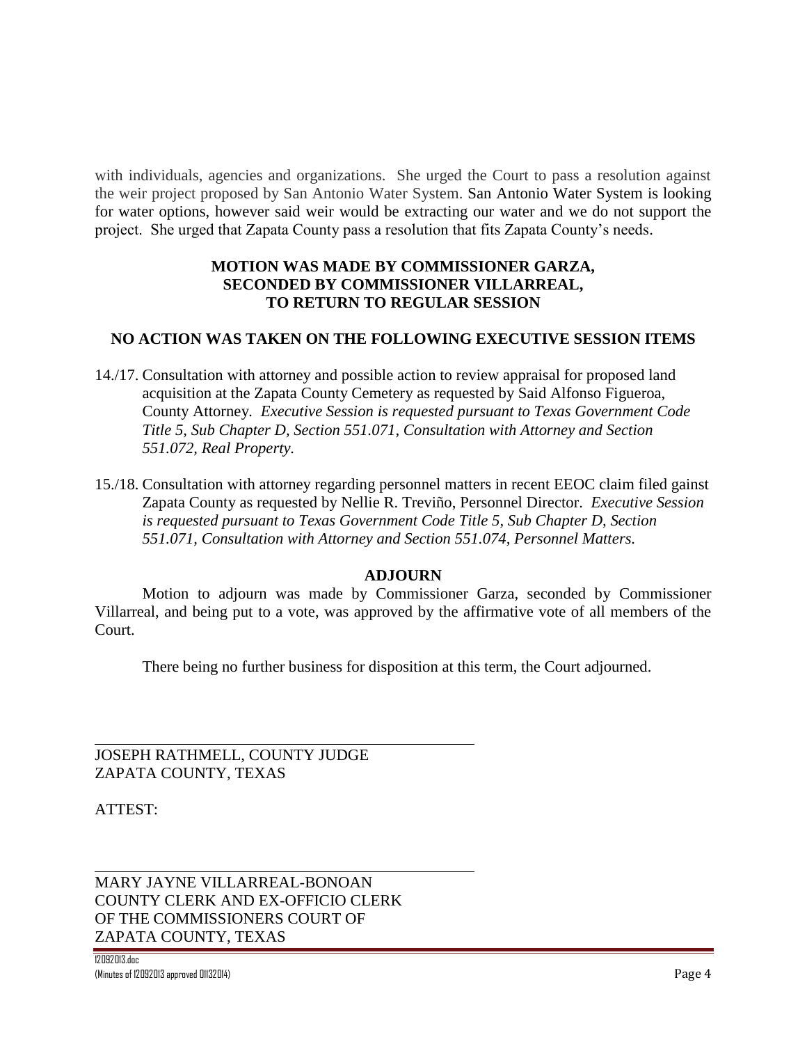with individuals, agencies and organizations. She urged the Court to pass a resolution against the weir project proposed by San Antonio Water System. San Antonio Water System is looking for water options, however said weir would be extracting our water and we do not support the project. She urged that Zapata County pass a resolution that fits Zapata County's needs.

**MOTION WAS MADE BY COMMISSIONER GARZA,
SECONDED BY COMMISSIONER VILLARREAL,
TO RETURN TO REGULAR SESSION**

**NO ACTION WAS TAKEN ON THE FOLLOWING EXECUTIVE SESSION ITEMS**

14./17. Consultation with attorney and possible action to review appraisal for proposed land acquisition at the Zapata County Cemetery as requested by Said Alfonso Figueroa, County Attorney. *Executive Session is requested pursuant to Texas Government Code Title 5, Sub Chapter D, Section 551.071, Consultation with Attorney and Section 551.072, Real Property.*

15./18. Consultation with attorney regarding personnel matters in recent EEOC claim filed gainst Zapata County as requested by Nellie R. Treviño, Personnel Director. *Executive Session is requested pursuant to Texas Government Code Title 5, Sub Chapter D, Section 551.071, Consultation with Attorney and Section 551.074, Personnel Matters.*

**ADJOURN**

Motion to adjourn was made by Commissioner Garza, seconded by Commissioner Villarreal, and being put to a vote, was approved by the affirmative vote of all members of the Court.

There being no further business for disposition at this term, the Court adjourned.

\_\_\_\_\_\_\_\_\_\_\_\_\_\_\_\_\_\_\_\_\_\_\_\_\_\_\_\_\_\_\_\_\_\_\_\_\_\_\_\_\_\_\_\_
JOSEPH RATHMELL, COUNTY JUDGE
ZAPATA COUNTY, TEXAS

ATTEST:

\_\_\_\_\_\_\_\_\_\_\_\_\_\_\_\_\_\_\_\_\_\_\_\_\_\_\_\_\_\_\_\_\_\_\_\_\_\_\_\_\_\_\_\_
MARY JAYNE VILLARREAL-BONOAN
COUNTY CLERK AND EX-OFFICIO CLERK
OF THE COMMISSIONERS COURT OF
ZAPATA COUNTY, TEXAS

12092013.doc
(Minutes of 12092013 approved 01132014)